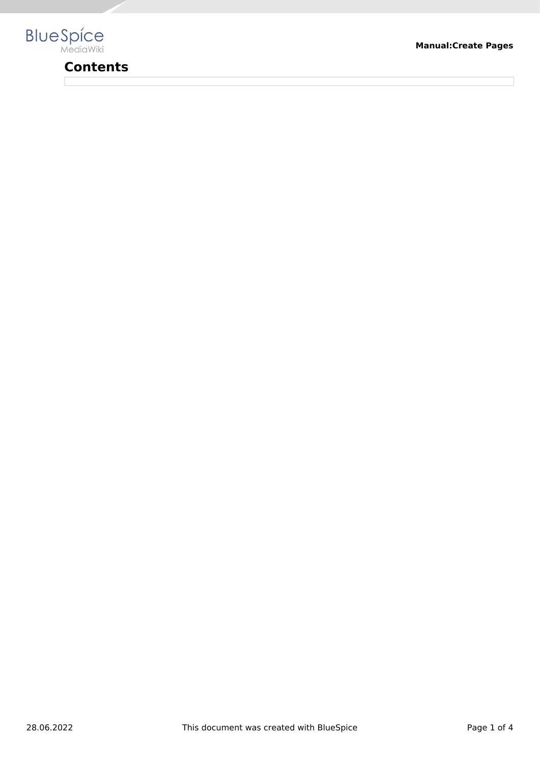# Contents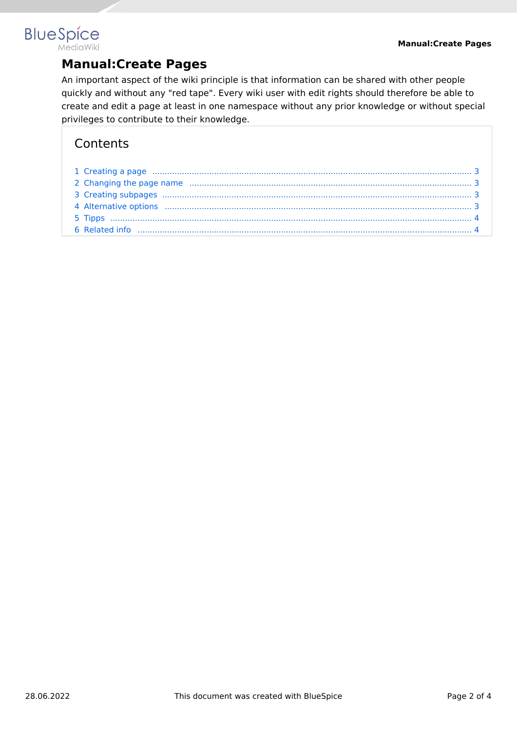# Manual:Create Pages

An important aspect of the wiki principle is that information can be shared with other people quickly and without any "red tape". Every wiki user with edit rights should therefore be able to create and edit a page at least in one namespace without any prior knowledge or without special privileges to contribute to their knowledge.

## Contents

1 Creating a page ..... 3
2 Changing the page name ..... 3
3 Creating subpages ..... 3
4 Alternative options ..... 3
5 Tipps ..... 4
6 Related info ..... 4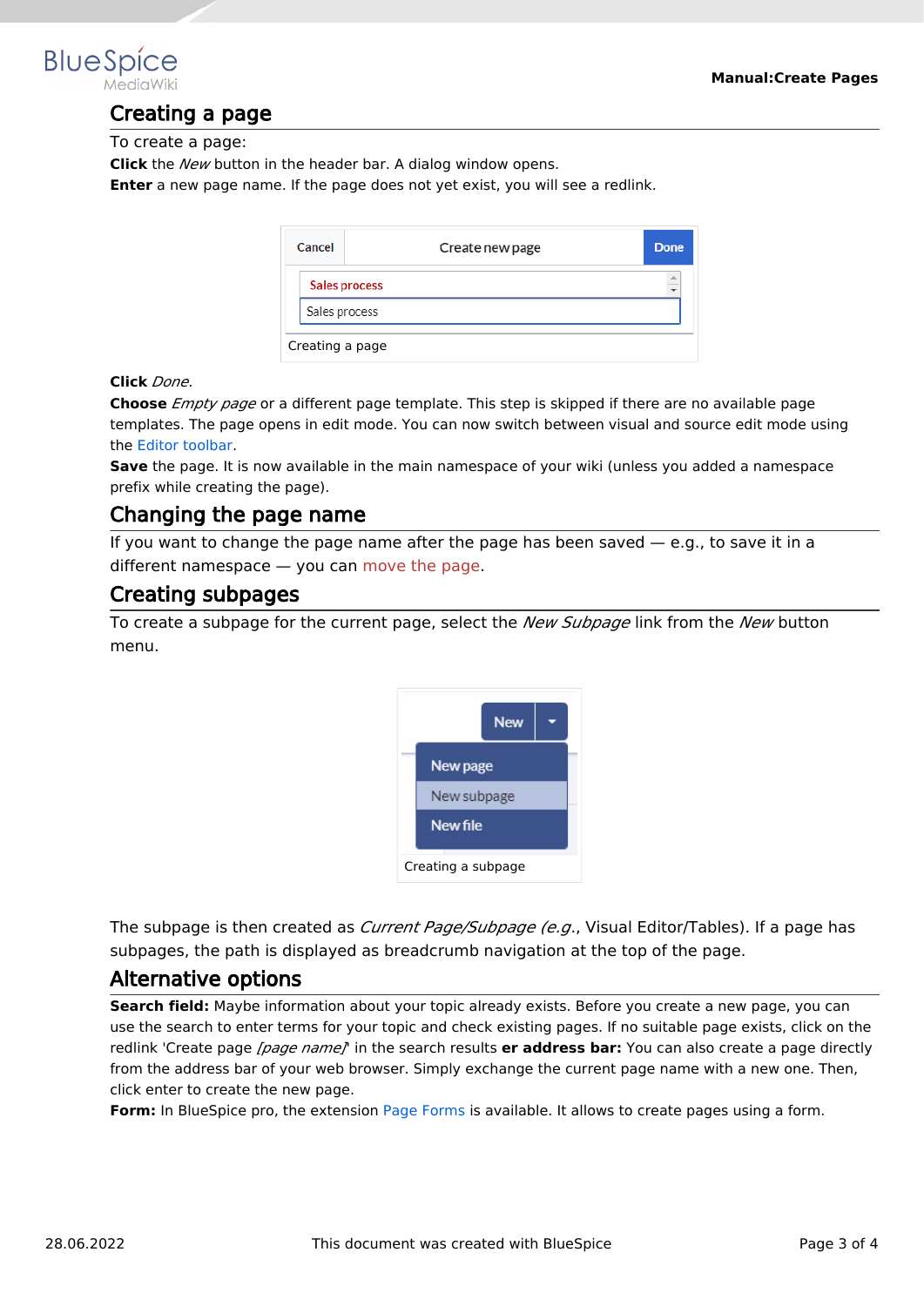## Creating a page

To create a page:

**Click** the *New* button in the header bar. A dialog window opens.

**Enter** a new page name. If the page does not yet exist, you will see a redlink.

Creating a page

**Click** *Done*.

**Choose** *Empty page* or a different page template. This step is skipped if there are no available page templates. The page opens in edit mode. You can now switch between visual and source edit mode using the Editor toolbar.

**Save** the page. It is now available in the main namespace of your wiki (unless you added a namespace prefix while creating the page).

## Changing the page name

If you want to change the page name after the page has been saved — e.g., to save it in a different namespace — you can move the page.

## Creating subpages

To create a subpage for the current page, select the *New Subpage* link from the *New* button menu.

Creating a subpage

The subpage is then created as *Current Page/Subpage (e.g.*, Visual Editor/Tables). If a page has subpages, the path is displayed as breadcrumb navigation at the top of the page.

## Alternative options

**Search field:** Maybe information about your topic already exists. Before you create a new page, you can use the search to enter terms for your topic and check existing pages. If no suitable page exists, click on the redlink 'Create page *[page name]*' in the search results **er address bar:** You can also create a page directly from the address bar of your web browser. Simply exchange the current page name with a new one. Then, click enter to create the new page.

**Form:** In BlueSpice pro, the extension Page Forms is available. It allows to create pages using a form.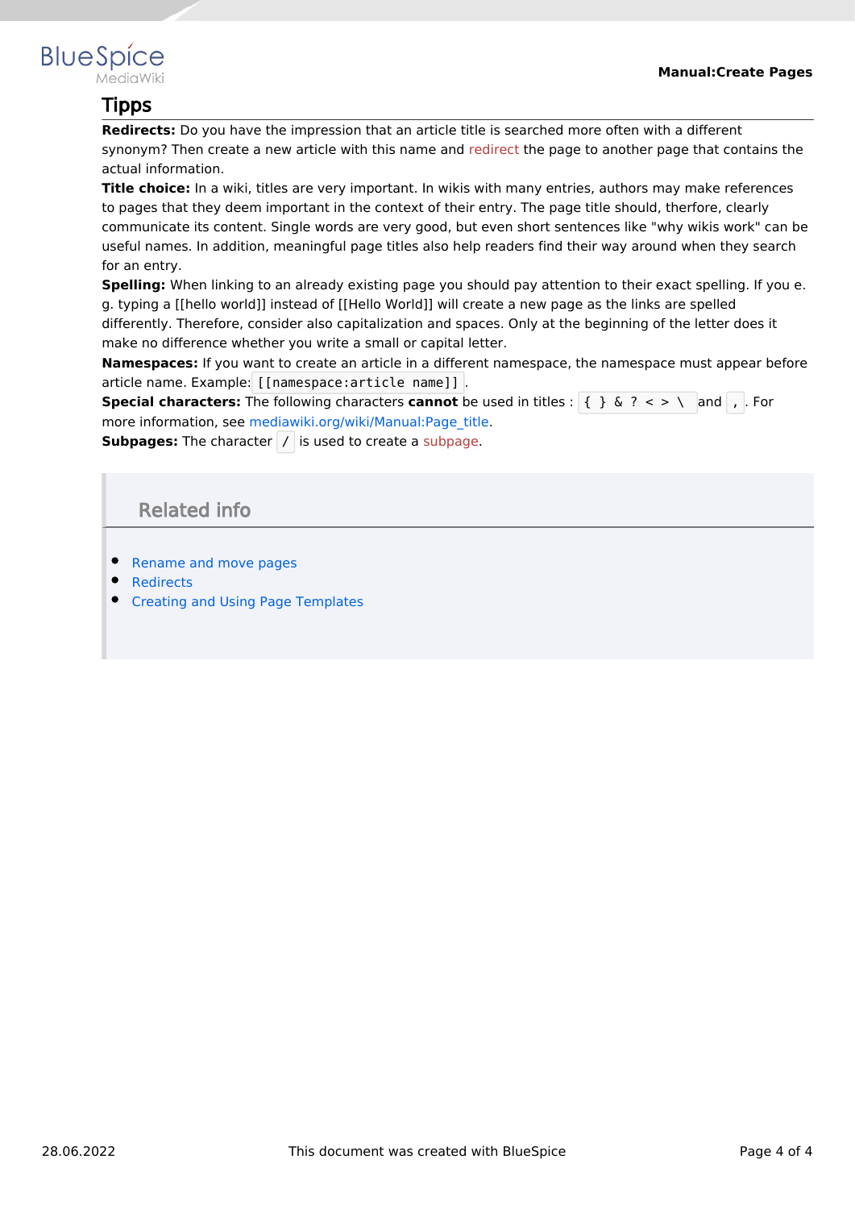## Tipps

**Redirects:** Do you have the impression that an article title is searched more often with a different synonym? Then create a new article with this name and redirect the page to another page that contains the actual information.

**Title choice:** In a wiki, titles are very important. In wikis with many entries, authors may make references to pages that they deem important in the context of their entry. The page title should, therfore, clearly communicate its content. Single words are very good, but even short sentences like "why wikis work" can be useful names. In addition, meaningful page titles also help readers find their way around when they search for an entry.

**Spelling:** When linking to an already existing page you should pay attention to their exact spelling. If you e. g. typing a [[hello world]] instead of [[Hello World]] will create a new page as the links are spelled differently. Therefore, consider also capitalization and spaces. Only at the beginning of the letter does it make no difference whether you write a small or capital letter.

**Namespaces:** If you want to create an article in a different namespace, the namespace must appear before article name. Example: `[[namespace:article name]]`.

**Special characters:** The following characters **cannot** be used in titles : `{ } & ? < > \` and `,`. For more information, see mediawiki.org/wiki/Manual:Page_title.

**Subpages:** The character `/` is used to create a subpage.

### Related info

- Rename and move pages
- Redirects
- Creating and Using Page Templates